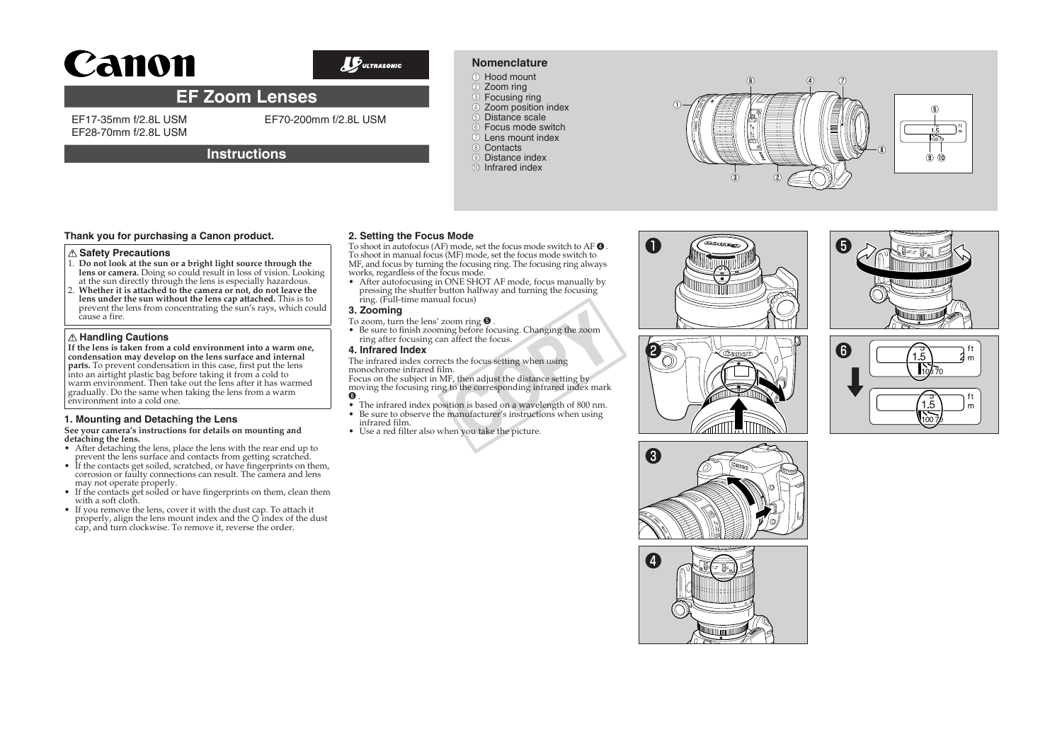# EF Zoom Lenses

EF17-35mm f/2.8L USM
EF28-70mm f/2.8L USM
EF70-200mm f/2.8L USM

## Instructions

### Nomenclature

① Hood mount
② Zoom ring
③ Focusing ring
④ Zoom position index
⑤ Distance scale
⑥ Focus mode switch
⑦ Lens mount index
⑧ Contacts
⑨ Distance index
⑩ Infrared index

**Thank you for purchasing a Canon product.**

### ⚠ Safety Precautions

1. **Do not look at the sun or a bright light source through the lens or camera.** Doing so could result in loss of vision. Looking at the sun directly through the lens is especially hazardous.
2. **Whether it is attached to the camera or not, do not leave the lens under the sun without the lens cap attached.** This is to prevent the lens from concentrating the sun's rays, which could cause a fire.

### ⚠ Handling Cautions

**If the lens is taken from a cold environment into a warm one, condensation may develop on the lens surface and internal parts.** To prevent condensation in this case, first put the lens into an airtight plastic bag before taking it from a cold to warm environment. Then take out the lens after it has warmed gradually. Do the same when taking the lens from a warm environment into a cold one.

### 1. Mounting and Detaching the Lens

**See your camera's instructions for details on mounting and detaching the lens.**

- After detaching the lens, place the lens with the rear end up to prevent the lens surface and contacts from getting scratched.
- If the contacts get soiled, scratched, or have fingerprints on them, corrosion or faulty connections can result. The camera and lens may not operate properly.
- If the contacts get soiled or have fingerprints on them, clean them with a soft cloth.
- If you remove the lens, cover it with the dust cap. To attach it properly, align the lens mount index and the ○ index of the dust cap, and turn clockwise. To remove it, reverse the order.

### 2. Setting the Focus Mode

To shoot in autofocus (AF) mode, set the focus mode switch to AF ❹. To shoot in manual focus (MF) mode, set the focus mode switch to MF, and focus by turning the focusing ring. The focusing ring always works, regardless of the focus mode.

- After autofocusing in ONE SHOT AF mode, focus manually by pressing the shutter button halfway and turning the focusing ring. (Full-time manual focus)

### 3. Zooming

To zoom, turn the lens' zoom ring ❺.

- Be sure to finish zooming before focusing. Changing the zoom ring after focusing can affect the focus.

### 4. Infrared Index

The infrared index corrects the focus setting when using monochrome infrared film.
Focus on the subject in MF, then adjust the distance setting by moving the focusing ring to the corresponding infrared index mark ❻.

- The infrared index position is based on a wavelength of 800 nm.
- Be sure to observe the manufacturer's instructions when using infrared film.
- Use a red filter also when you take the picture.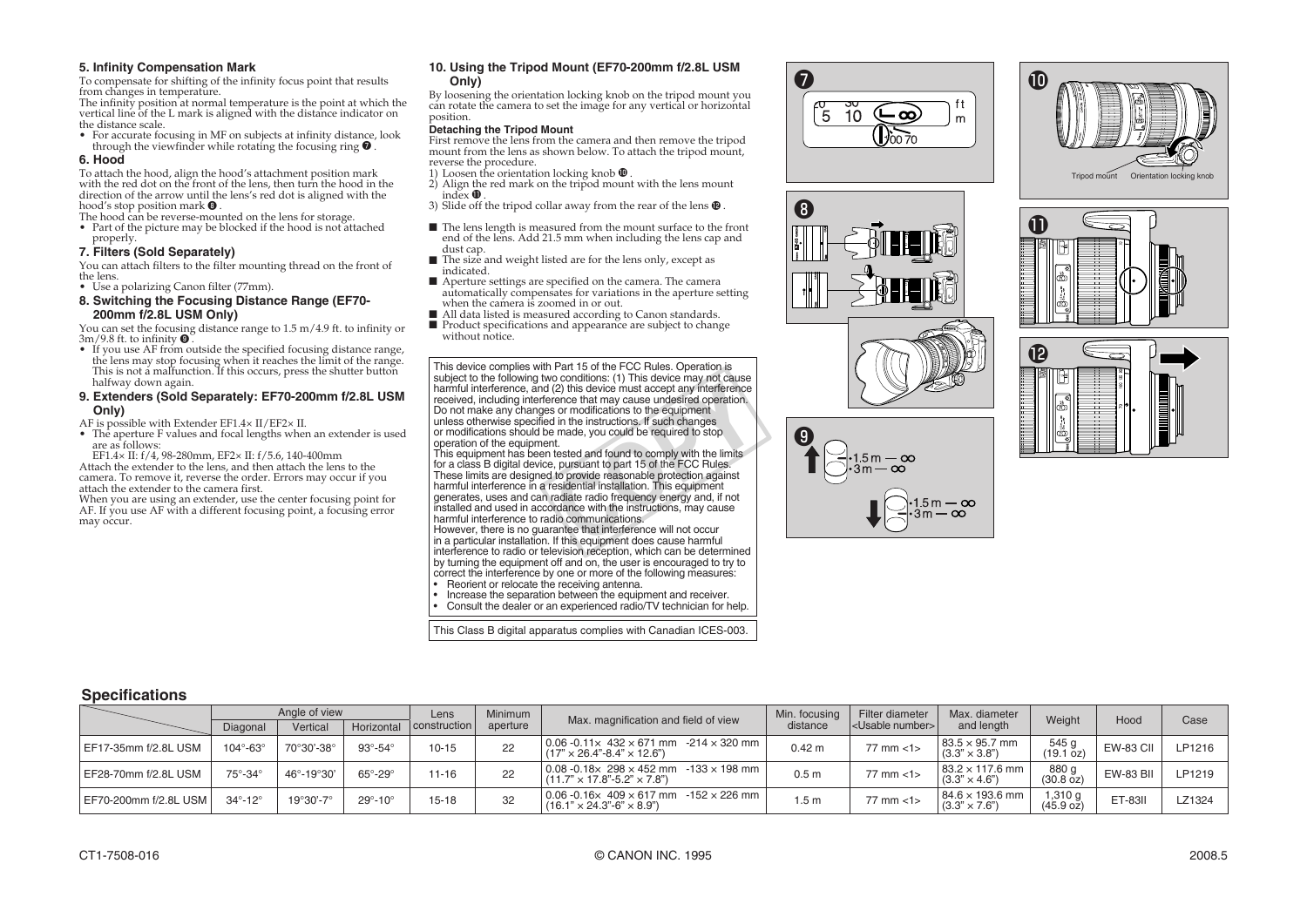### 5. Infinity Compensation Mark

To compensate for shifting of the infinity focus point that results from changes in temperature.
The infinity position at normal temperature is the point at which the vertical line of the L mark is aligned with the distance indicator on the distance scale.

- For accurate focusing in MF on subjects at infinity distance, look through the viewfinder while rotating the focusing ring ❼.

### 6. Hood

To attach the hood, align the hood's attachment position mark with the red dot on the front of the lens, then turn the hood in the direction of the arrow until the lens's red dot is aligned with the hood's stop position mark ❽.
The hood can be reverse-mounted on the lens for storage.

- Part of the picture may be blocked if the hood is not attached properly.

### 7. Filters (Sold Separately)

You can attach filters to the filter mounting thread on the front of the lens.

- Use a polarizing Canon filter (77mm).

### 8. Switching the Focusing Distance Range (EF70-200mm f/2.8L USM Only)

You can set the focusing distance range to 1.5 m/4.9 ft. to infinity or 3m/9.8 ft. to infinity ❾.

- If you use AF from outside the specified focusing distance range, the lens may stop focusing when it reaches the limit of the range. This is not a malfunction. If this occurs, press the shutter button halfway down again.

### 9. Extenders (Sold Separately: EF70-200mm f/2.8L USM Only)

AF is possible with Extender EF1.4× II/EF2× II.

- The aperture F values and focal lengths when an extender is used are as follows:
  EF1.4× II: f/4, 98-280mm, EF2× II: f/5.6, 140-400mm

Attach the extender to the lens, and then attach the lens to the camera. To remove it, reverse the order. Errors may occur if you attach the extender to the camera first.
When you are using an extender, use the center focusing point for AF. If you use AF with a different focusing point, a focusing error may occur.

### 10. Using the Tripod Mount (EF70-200mm f/2.8L USM Only)

By loosening the orientation locking knob on the tripod mount you can rotate the camera to set the image for any vertical or horizontal position.

**Detaching the Tripod Mount**

First remove the lens from the camera and then remove the tripod mount from the lens as shown below. To attach the tripod mount, reverse the procedure.

1) Loosen the orientation locking knob ❿.
2) Align the red mark on the tripod mount with the lens mount index ⓫.
3) Slide off the tripod collar away from the rear of the lens ⓬.

- ■ The lens length is measured from the mount surface to the front end of the lens. Add 21.5 mm when including the lens cap and dust cap.
- ■ The size and weight listed are for the lens only, except as indicated.
- ■ Aperture settings are specified on the camera. The camera automatically compensates for variations in the aperture setting when the camera is zoomed in or out.
- ■ All data listed is measured according to Canon standards.
- ■ Product specifications and appearance are subject to change without notice.

This device complies with Part 15 of the FCC Rules. Operation is subject to the following two conditions: (1) This device may not cause harmful interference, and (2) this device must accept any interference received, including interference that may cause undesired operation.
Do not make any changes or modifications to the equipment unless otherwise specified in the instructions. If such changes or modifications should be made, you could be required to stop operation of the equipment.
This equipment has been tested and found to comply with the limits for a class B digital device, pursuant to part 15 of the FCC Rules. These limits are designed to provide reasonable protection against harmful interference in a residential installation. This equipment generates, uses and can radiate radio frequency energy and, if not installed and used in accordance with the instructions, may cause harmful interference to radio communications.
However, there is no guarantee that interference will not occur in a particular installation. If this equipment does cause harmful interference to radio or television reception, which can be determined by turning the equipment off and on, the user is encouraged to try to correct the interference by one or more of the following measures:

- Reorient or relocate the receiving antenna.
- Increase the separation between the equipment and receiver.
- Consult the dealer or an experienced radio/TV technician for help.

This Class B digital apparatus complies with Canadian ICES-003.

❼

ft
m

❽

❾

•1.5 m — ∞
•3 m — ∞

❿

Tripod mount
Orientation locking knob

⓫

⓬

## Specifications

| | Angle of view | | | Lens construction | Minimum aperture | Max. magnification and field of view | Min. focusing distance | Filter diameter <Usable number> | Max. diameter and length | Weight | Hood | Case |
|---|---|---|---|---|---|---|---|---|---|---|---|---|
| | Diagonal | Vertical | Horizontal | | | | | | | | | |
| EF17-35mm f/2.8L USM | 104°-63° | 70°30'-38° | 93°-54° | 10-15 | 22 | 0.06 -0.11× 432 × 671 mm -214 × 320 mm (17" × 26.4"-8.4" × 12.6") | 0.42 m | 77 mm <1> | 83.5 × 95.7 mm (3.3" × 3.8") | 545 g (19.1 oz) | EW-83 CII | LP1216 |
| EF28-70mm f/2.8L USM | 75°-34° | 46°-19°30' | 65°-29° | 11-16 | 22 | 0.08 -0.18× 298 × 452 mm -133 × 198 mm (11.7" × 17.8"-5.2" × 7.8") | 0.5 m | 77 mm <1> | 83.2 × 117.6 mm (3.3" × 4.6") | 880 g (30.8 oz) | EW-83 BII | LP1219 |
| EF70-200mm f/2.8L USM | 34°-12° | 19°30'-7° | 29°-10° | 15-18 | 32 | 0.06 -0.16× 409 × 617 mm -152 × 226 mm (16.1" × 24.3"-6" × 8.9") | 1.5 m | 77 mm <1> | 84.6 × 193.6 mm (3.3" × 7.6") | 1,310 g (45.9 oz) | ET-83II | LZ1324 |

CT1-7508-016 © CANON INC. 1995 2008.5